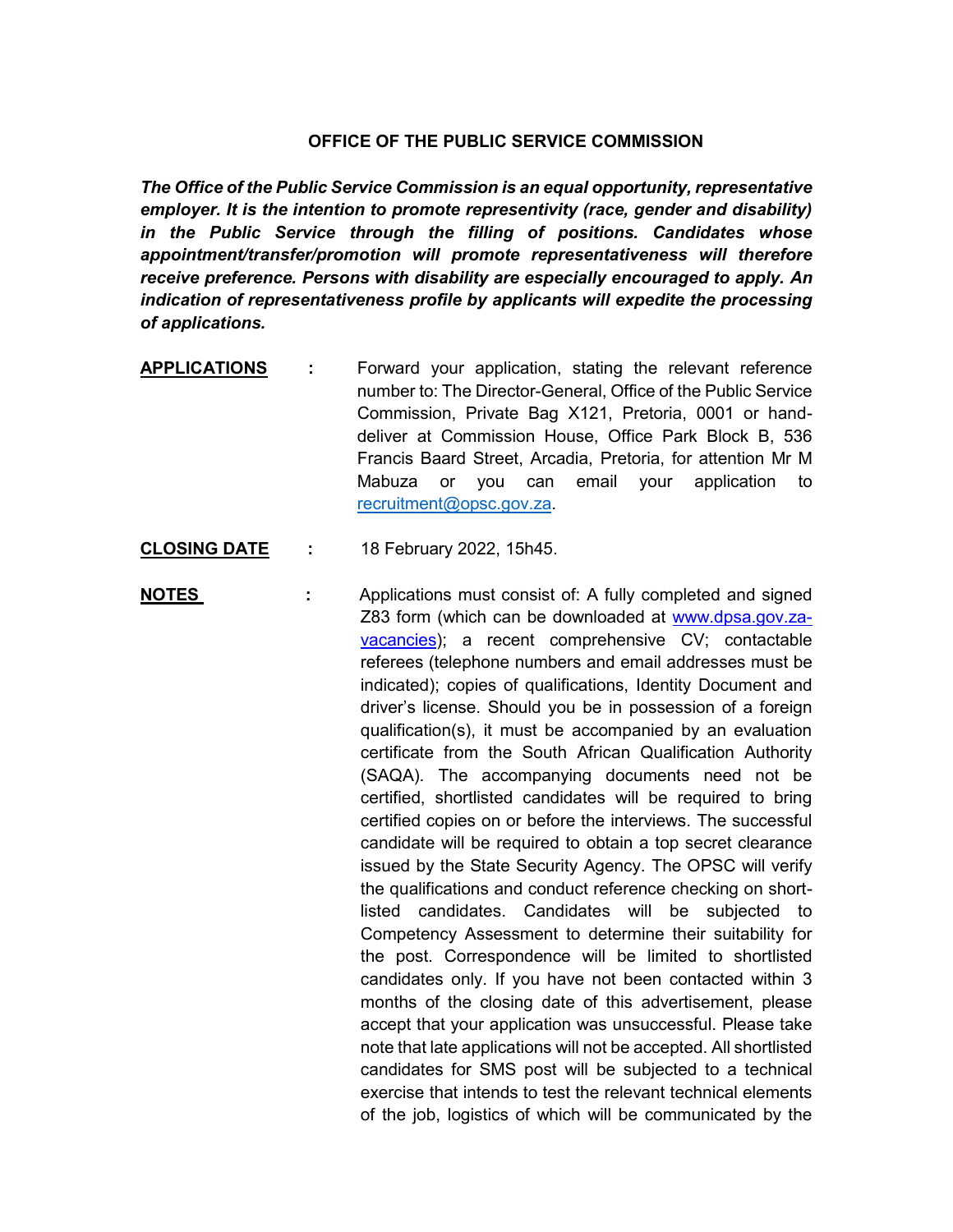# OFFICE OF THE PUBLIC SERVICE COMMISSION

***The Office of the Public Service Commission is an equal opportunity, representative employer. It is the intention to promote representivity (race, gender and disability) in the Public Service through the filling of positions. Candidates whose appointment/transfer/promotion will promote representativeness will therefore receive preference. Persons with disability are especially encouraged to apply. An indication of representativeness profile by applicants will expedite the processing of applications.***

**APPLICATIONS** : Forward your application, stating the relevant reference number to: The Director-General, Office of the Public Service Commission, Private Bag X121, Pretoria, 0001 or hand-deliver at Commission House, Office Park Block B, 536 Francis Baard Street, Arcadia, Pretoria, for attention Mr M Mabuza or you can email your application to recruitment@opsc.gov.za.

**CLOSING DATE** : 18 February 2022, 15h45.

**NOTES** : Applications must consist of: A fully completed and signed Z83 form (which can be downloaded at www.dpsa.gov.za-vacancies); a recent comprehensive CV; contactable referees (telephone numbers and email addresses must be indicated); copies of qualifications, Identity Document and driver's license. Should you be in possession of a foreign qualification(s), it must be accompanied by an evaluation certificate from the South African Qualification Authority (SAQA). The accompanying documents need not be certified, shortlisted candidates will be required to bring certified copies on or before the interviews. The successful candidate will be required to obtain a top secret clearance issued by the State Security Agency. The OPSC will verify the qualifications and conduct reference checking on short-listed candidates. Candidates will be subjected to Competency Assessment to determine their suitability for the post. Correspondence will be limited to shortlisted candidates only. If you have not been contacted within 3 months of the closing date of this advertisement, please accept that your application was unsuccessful. Please take note that late applications will not be accepted. All shortlisted candidates for SMS post will be subjected to a technical exercise that intends to test the relevant technical elements of the job, logistics of which will be communicated by the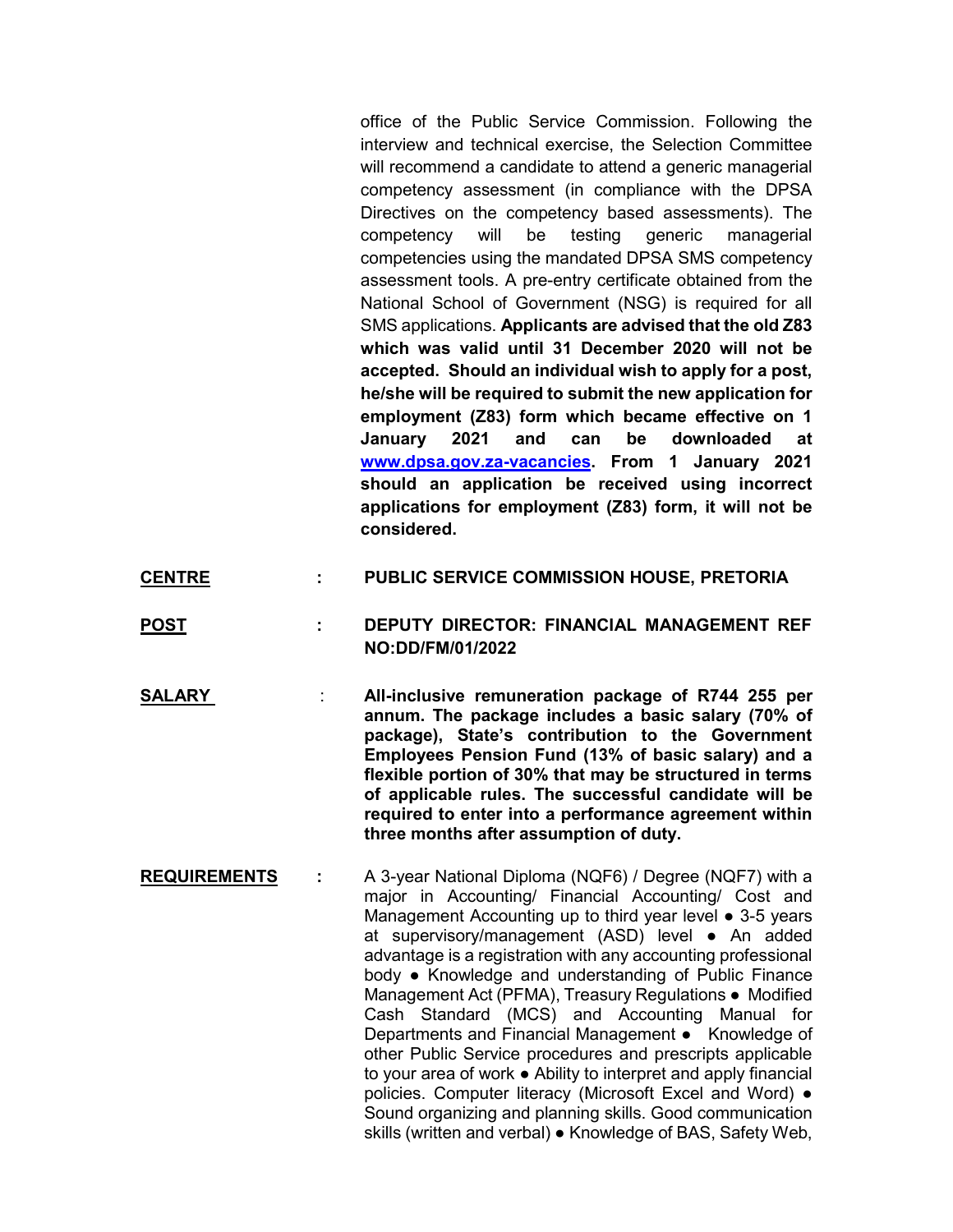office of the Public Service Commission. Following the interview and technical exercise, the Selection Committee will recommend a candidate to attend a generic managerial competency assessment (in compliance with the DPSA Directives on the competency based assessments). The competency will be testing generic managerial competencies using the mandated DPSA SMS competency assessment tools. A pre-entry certificate obtained from the National School of Government (NSG) is required for all SMS applications. **Applicants are advised that the old Z83 which was valid until 31 December 2020 will not be accepted. Should an individual wish to apply for a post, he/she will be required to submit the new application for employment (Z83) form which became effective on 1 January 2021 and can be downloaded at [www.dpsa.gov.za-vacancies](www.dpsa.gov.za-vacancies). From 1 January 2021 should an application be received using incorrect applications for employment (Z83) form, it will not be considered.**

**CENTRE** : **PUBLIC SERVICE COMMISSION HOUSE, PRETORIA**

**POST** : **DEPUTY DIRECTOR: FINANCIAL MANAGEMENT REF NO:DD/FM/01/2022**

**SALARY** : **All-inclusive remuneration package of R744 255 per annum. The package includes a basic salary (70% of package), State's contribution to the Government Employees Pension Fund (13% of basic salary) and a flexible portion of 30% that may be structured in terms of applicable rules. The successful candidate will be required to enter into a performance agreement within three months after assumption of duty.**

**REQUIREMENTS** : A 3-year National Diploma (NQF6) / Degree (NQF7) with a major in Accounting/ Financial Accounting/ Cost and Management Accounting up to third year level ● 3-5 years at supervisory/management (ASD) level ● An added advantage is a registration with any accounting professional body ● Knowledge and understanding of Public Finance Management Act (PFMA), Treasury Regulations ● Modified Cash Standard (MCS) and Accounting Manual for Departments and Financial Management ● Knowledge of other Public Service procedures and prescripts applicable to your area of work ● Ability to interpret and apply financial policies. Computer literacy (Microsoft Excel and Word) ● Sound organizing and planning skills. Good communication skills (written and verbal) ● Knowledge of BAS, Safety Web,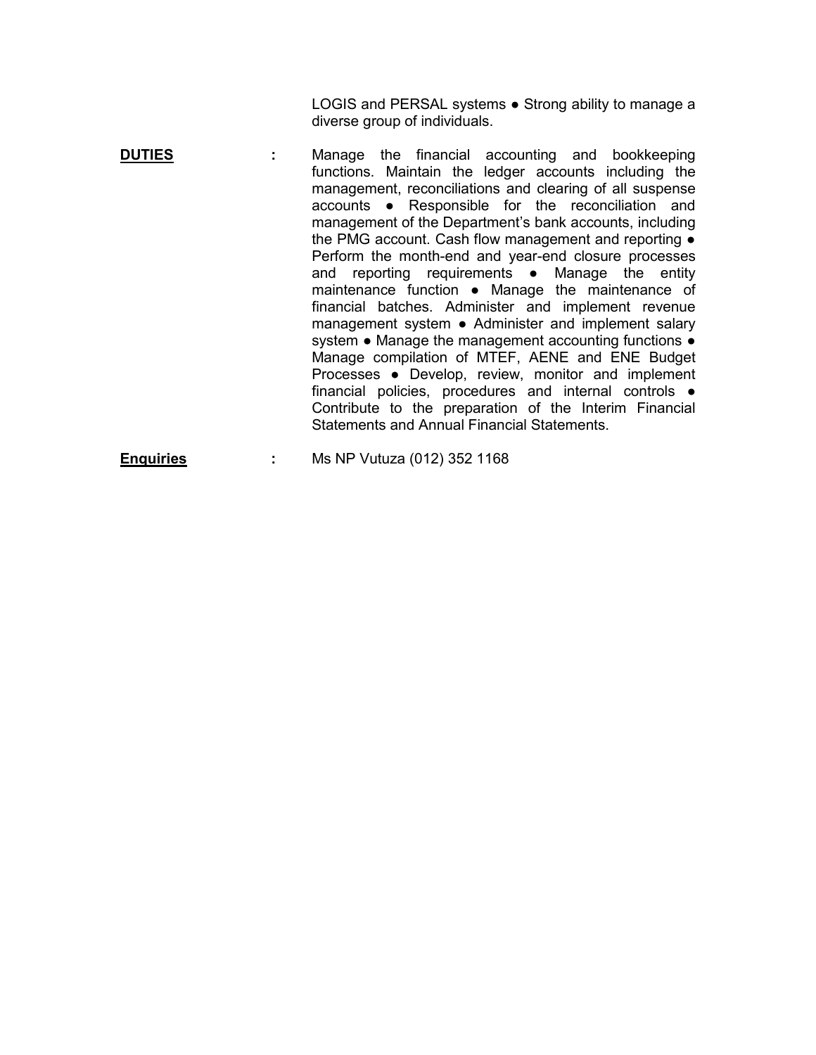LOGIS and PERSAL systems ● Strong ability to manage a diverse group of individuals.

**DUTIES** : Manage the financial accounting and bookkeeping functions. Maintain the ledger accounts including the management, reconciliations and clearing of all suspense accounts ● Responsible for the reconciliation and management of the Department's bank accounts, including the PMG account. Cash flow management and reporting ● Perform the month-end and year-end closure processes and reporting requirements ● Manage the entity maintenance function ● Manage the maintenance of financial batches. Administer and implement revenue management system ● Administer and implement salary system ● Manage the management accounting functions ● Manage compilation of MTEF, AENE and ENE Budget Processes ● Develop, review, monitor and implement financial policies, procedures and internal controls ● Contribute to the preparation of the Interim Financial Statements and Annual Financial Statements.

**Enquiries** : Ms NP Vutuza (012) 352 1168